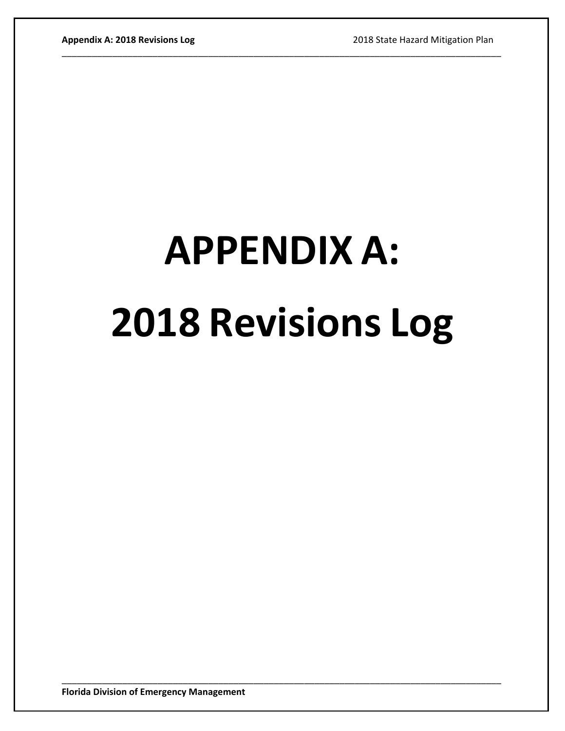# APPENDIX A:

# 2018 Revisions Log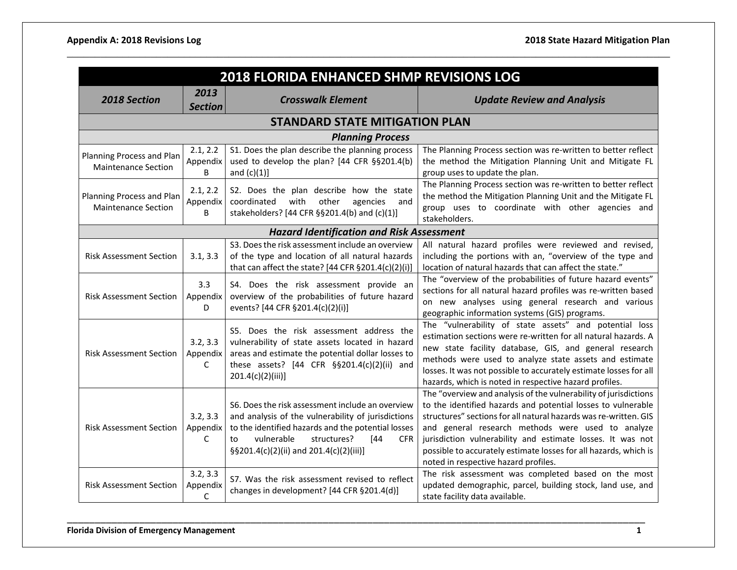| 2018 FLORIDA ENHANCED SHMP REVISIONS LOG | | | |
|---|---|---|---|
| ***2018 Section*** | ***2013 Section*** | ***Crosswalk Element*** | ***Update Review and Analysis*** |
| **STANDARD STATE MITIGATION PLAN** | | | |
| ***Planning Process*** | | | |
| Planning Process and Plan Maintenance Section | 2.1, 2.2 Appendix B | S1. Does the plan describe the planning process used to develop the plan? [44 CFR §§201.4(b) and (c)(1)] | The Planning Process section was re-written to better reflect the method the Mitigation Planning Unit and Mitigate FL group uses to update the plan. |
| Planning Process and Plan Maintenance Section | 2.1, 2.2 Appendix B | S2. Does the plan describe how the state coordinated with other agencies and stakeholders? [44 CFR §§201.4(b) and (c)(1)] | The Planning Process section was re-written to better reflect the method the Mitigation Planning Unit and the Mitigate FL group uses to coordinate with other agencies and stakeholders. |
| ***Hazard Identification and Risk Assessment*** | | | |
| Risk Assessment Section | 3.1, 3.3 | S3. Does the risk assessment include an overview of the type and location of all natural hazards that can affect the state? [44 CFR §201.4(c)(2)(i)] | All natural hazard profiles were reviewed and revised, including the portions with an, "overview of the type and location of natural hazards that can affect the state." |
| Risk Assessment Section | 3.3 Appendix D | S4. Does the risk assessment provide an overview of the probabilities of future hazard events? [44 CFR §201.4(c)(2)(i)] | The "overview of the probabilities of future hazard events" sections for all natural hazard profiles was re-written based on new analyses using general research and various geographic information systems (GIS) programs. |
| Risk Assessment Section | 3.2, 3.3 Appendix C | S5. Does the risk assessment address the vulnerability of state assets located in hazard areas and estimate the potential dollar losses to these assets? [44 CFR §§201.4(c)(2)(ii) and 201.4(c)(2)(iii)] | The "vulnerability of state assets" and potential loss estimation sections were re-written for all natural hazards. A new state facility database, GIS, and general research methods were used to analyze state assets and estimate losses. It was not possible to accurately estimate losses for all hazards, which is noted in respective hazard profiles. |
| Risk Assessment Section | 3.2, 3.3 Appendix C | S6. Does the risk assessment include an overview and analysis of the vulnerability of jurisdictions to the identified hazards and the potential losses to vulnerable structures? [44 CFR §§201.4(c)(2)(ii) and 201.4(c)(2)(iii)] | The "overview and analysis of the vulnerability of jurisdictions to the identified hazards and potential losses to vulnerable structures" sections for all natural hazards was re-written. GIS and general research methods were used to analyze jurisdiction vulnerability and estimate losses. It was not possible to accurately estimate losses for all hazards, which is noted in respective hazard profiles. |
| Risk Assessment Section | 3.2, 3.3 Appendix C | S7. Was the risk assessment revised to reflect changes in development? [44 CFR §201.4(d)] | The risk assessment was completed based on the most updated demographic, parcel, building stock, land use, and state facility data available. |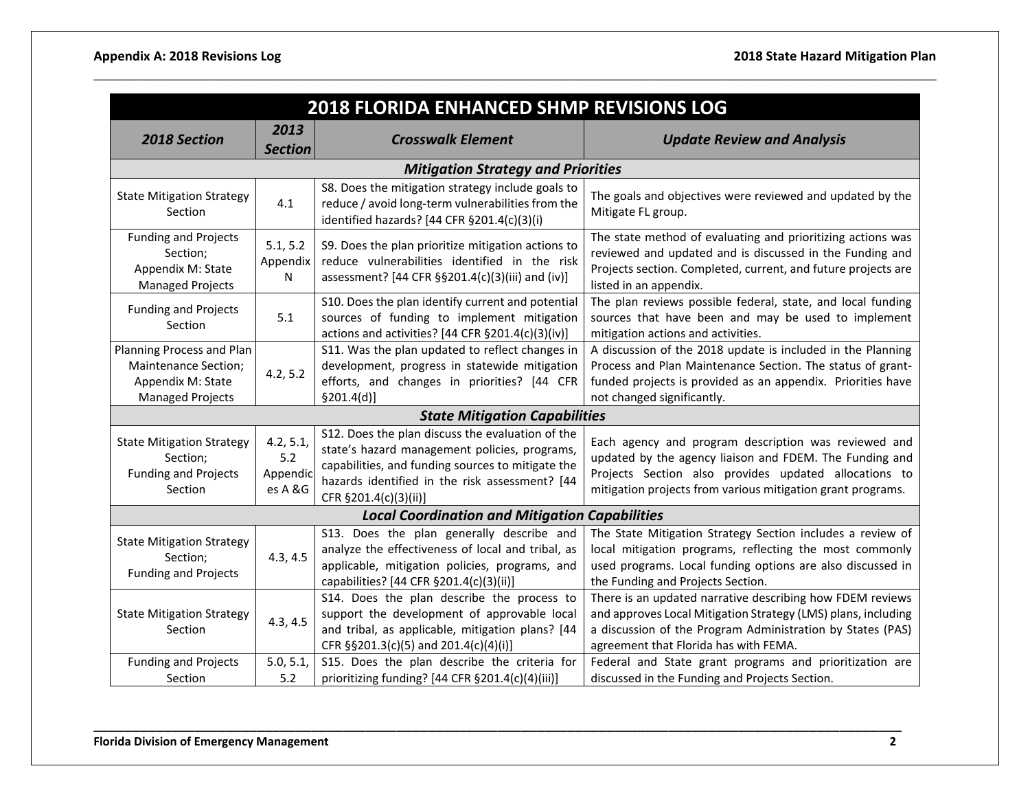| 2018 FLORIDA ENHANCED SHMP REVISIONS LOG | | | |
|---|---|---|---|
| ***2018 Section*** | ***2013 Section*** | ***Crosswalk Element*** | ***Update Review and Analysis*** |
| ***Mitigation Strategy and Priorities*** | | | |
| State Mitigation Strategy Section | 4.1 | S8. Does the mitigation strategy include goals to reduce / avoid long-term vulnerabilities from the identified hazards? [44 CFR §201.4(c)(3)(i) | The goals and objectives were reviewed and updated by the Mitigate FL group. |
| Funding and Projects Section; Appendix M: State Managed Projects | 5.1, 5.2 Appendix N | S9. Does the plan prioritize mitigation actions to reduce vulnerabilities identified in the risk assessment? [44 CFR §§201.4(c)(3)(iii) and (iv)] | The state method of evaluating and prioritizing actions was reviewed and updated and is discussed in the Funding and Projects section. Completed, current, and future projects are listed in an appendix. |
| Funding and Projects Section | 5.1 | S10. Does the plan identify current and potential sources of funding to implement mitigation actions and activities? [44 CFR §201.4(c)(3)(iv)] | The plan reviews possible federal, state, and local funding sources that have been and may be used to implement mitigation actions and activities. |
| Planning Process and Plan Maintenance Section; Appendix M: State Managed Projects | 4.2, 5.2 | S11. Was the plan updated to reflect changes in development, progress in statewide mitigation efforts, and changes in priorities? [44 CFR §201.4(d)] | A discussion of the 2018 update is included in the Planning Process and Plan Maintenance Section. The status of grant-funded projects is provided as an appendix. Priorities have not changed significantly. |
| ***State Mitigation Capabilities*** | | | |
| State Mitigation Strategy Section; Funding and Projects Section | 4.2, 5.1, 5.2 Appendices A &G | S12. Does the plan discuss the evaluation of the state's hazard management policies, programs, capabilities, and funding sources to mitigate the hazards identified in the risk assessment? [44 CFR §201.4(c)(3)(ii)] | Each agency and program description was reviewed and updated by the agency liaison and FDEM. The Funding and Projects Section also provides updated allocations to mitigation projects from various mitigation grant programs. |
| ***Local Coordination and Mitigation Capabilities*** | | | |
| State Mitigation Strategy Section; Funding and Projects | 4.3, 4.5 | S13. Does the plan generally describe and analyze the effectiveness of local and tribal, as applicable, mitigation policies, programs, and capabilities? [44 CFR §201.4(c)(3)(ii)] | The State Mitigation Strategy Section includes a review of local mitigation programs, reflecting the most commonly used programs. Local funding options are also discussed in the Funding and Projects Section. |
| State Mitigation Strategy Section | 4.3, 4.5 | S14. Does the plan describe the process to support the development of approvable local and tribal, as applicable, mitigation plans? [44 CFR §§201.3(c)(5) and 201.4(c)(4)(i)] | There is an updated narrative describing how FDEM reviews and approves Local Mitigation Strategy (LMS) plans, including a discussion of the Program Administration by States (PAS) agreement that Florida has with FEMA. |
| Funding and Projects Section | 5.0, 5.1, 5.2 | S15. Does the plan describe the criteria for prioritizing funding? [44 CFR §201.4(c)(4)(iii)] | Federal and State grant programs and prioritization are discussed in the Funding and Projects Section. |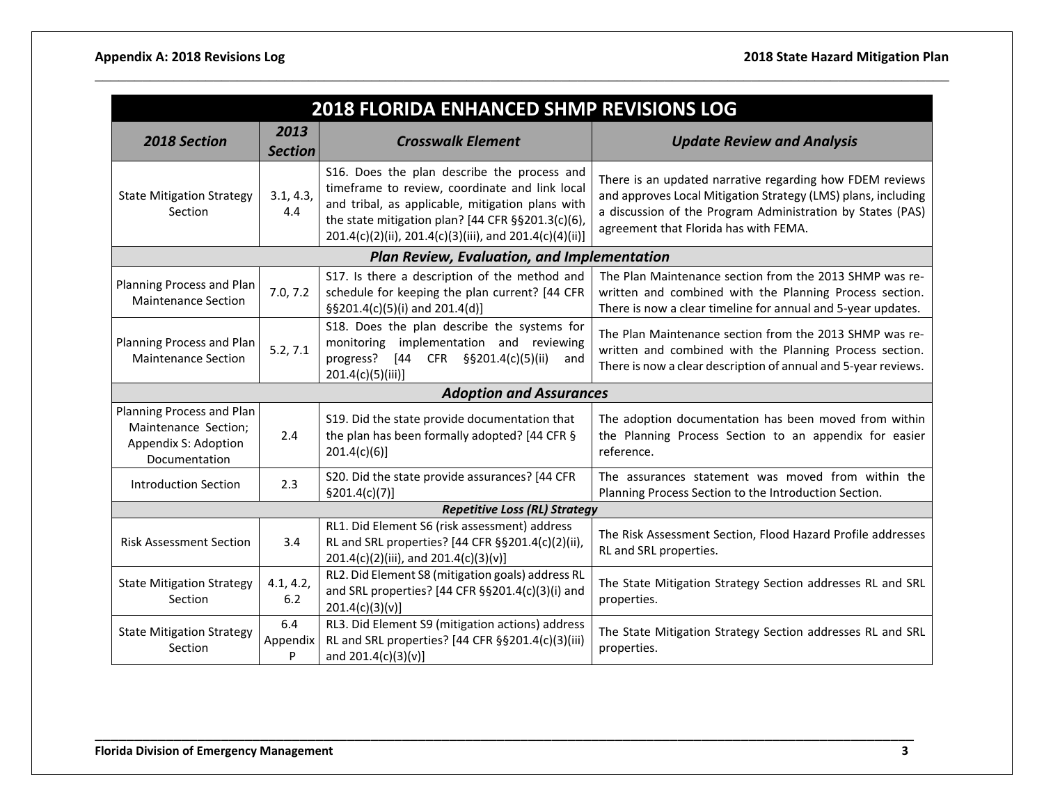| 2018 FLORIDA ENHANCED SHMP REVISIONS LOG | | | |
|---|---|---|---|
| ***2018 Section*** | ***2013 Section*** | ***Crosswalk Element*** | ***Update Review and Analysis*** |
| State Mitigation Strategy Section | 3.1, 4.3, 4.4 | S16. Does the plan describe the process and timeframe to review, coordinate and link local and tribal, as applicable, mitigation plans with the state mitigation plan? [44 CFR §§201.3(c)(6), 201.4(c)(2)(ii), 201.4(c)(3)(iii), and 201.4(c)(4)(ii)] | There is an updated narrative regarding how FDEM reviews and approves Local Mitigation Strategy (LMS) plans, including a discussion of the Program Administration by States (PAS) agreement that Florida has with FEMA. |
| ***Plan Review, Evaluation, and Implementation*** | | | |
| Planning Process and Plan Maintenance Section | 7.0, 7.2 | S17. Is there a description of the method and schedule for keeping the plan current? [44 CFR §§201.4(c)(5)(i) and 201.4(d)] | The Plan Maintenance section from the 2013 SHMP was re-written and combined with the Planning Process section. There is now a clear timeline for annual and 5-year updates. |
| Planning Process and Plan Maintenance Section | 5.2, 7.1 | S18. Does the plan describe the systems for monitoring implementation and reviewing progress? [44 CFR §§201.4(c)(5)(ii) and 201.4(c)(5)(iii)] | The Plan Maintenance section from the 2013 SHMP was re-written and combined with the Planning Process section. There is now a clear description of annual and 5-year reviews. |
| ***Adoption and Assurances*** | | | |
| Planning Process and Plan Maintenance Section; Appendix S: Adoption Documentation | 2.4 | S19. Did the state provide documentation that the plan has been formally adopted? [44 CFR § 201.4(c)(6)] | The adoption documentation has been moved from within the Planning Process Section to an appendix for easier reference. |
| Introduction Section | 2.3 | S20. Did the state provide assurances? [44 CFR §201.4(c)(7)] | The assurances statement was moved from within the Planning Process Section to the Introduction Section. |
| ***Repetitive Loss (RL) Strategy*** | | | |
| Risk Assessment Section | 3.4 | RL1. Did Element S6 (risk assessment) address RL and SRL properties? [44 CFR §§201.4(c)(2)(ii), 201.4(c)(2)(iii), and 201.4(c)(3)(v)] | The Risk Assessment Section, Flood Hazard Profile addresses RL and SRL properties. |
| State Mitigation Strategy Section | 4.1, 4.2, 6.2 | RL2. Did Element S8 (mitigation goals) address RL and SRL properties? [44 CFR §§201.4(c)(3)(i) and 201.4(c)(3)(v)] | The State Mitigation Strategy Section addresses RL and SRL properties. |
| State Mitigation Strategy Section | 6.4 Appendix P | RL3. Did Element S9 (mitigation actions) address RL and SRL properties? [44 CFR §§201.4(c)(3)(iii) and 201.4(c)(3)(v)] | The State Mitigation Strategy Section addresses RL and SRL properties. |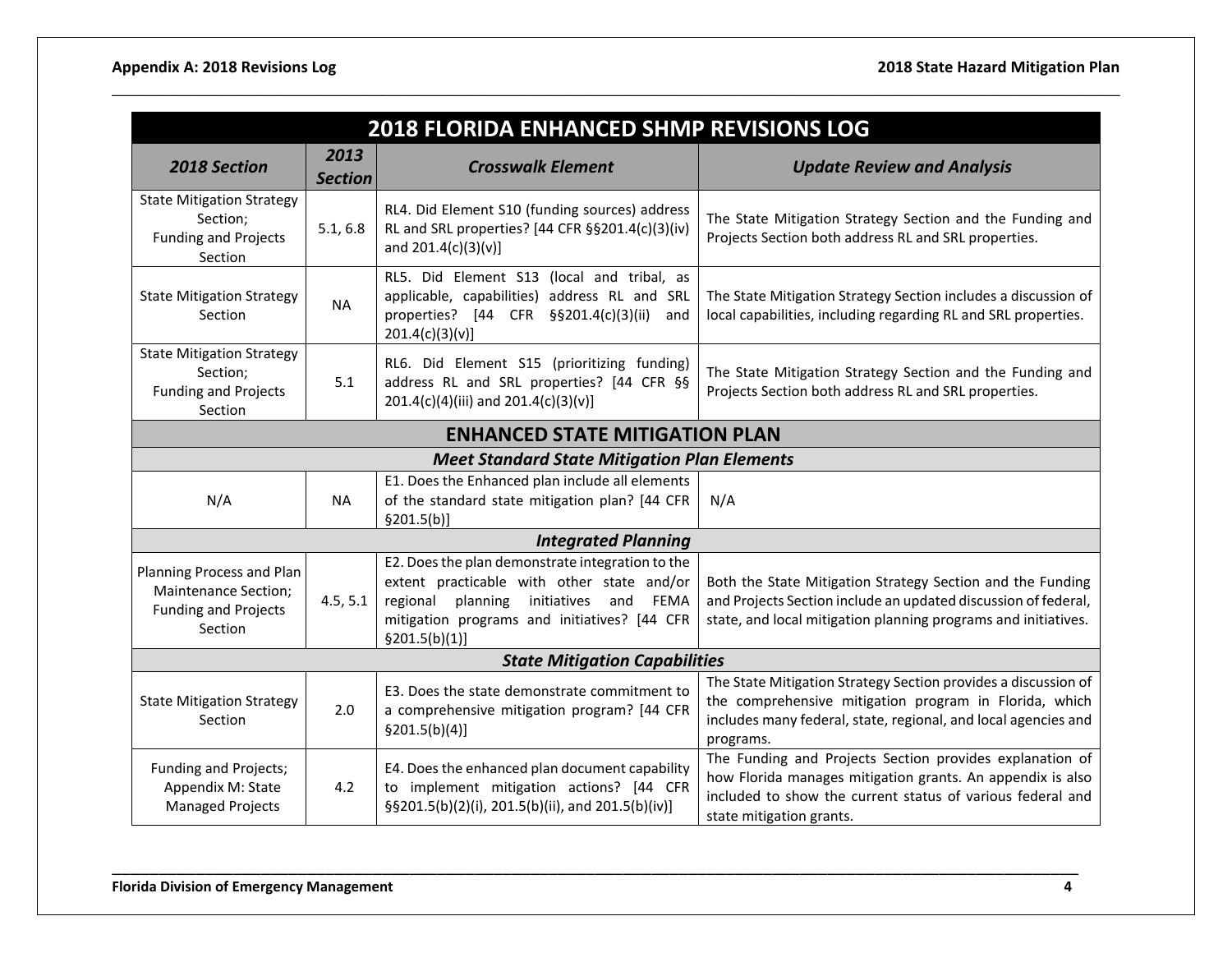| 2018 FLORIDA ENHANCED SHMP REVISIONS LOG | | | |
|---|---|---|---|
| ***2018 Section*** | ***2013 Section*** | ***Crosswalk Element*** | ***Update Review and Analysis*** |
| State Mitigation Strategy Section; Funding and Projects Section | 5.1, 6.8 | RL4. Did Element S10 (funding sources) address RL and SRL properties? [44 CFR §§201.4(c)(3)(iv) and 201.4(c)(3)(v)] | The State Mitigation Strategy Section and the Funding and Projects Section both address RL and SRL properties. |
| State Mitigation Strategy Section | NA | RL5. Did Element S13 (local and tribal, as applicable, capabilities) address RL and SRL properties? [44 CFR §§201.4(c)(3)(ii) and 201.4(c)(3)(v)] | The State Mitigation Strategy Section includes a discussion of local capabilities, including regarding RL and SRL properties. |
| State Mitigation Strategy Section; Funding and Projects Section | 5.1 | RL6. Did Element S15 (prioritizing funding) address RL and SRL properties? [44 CFR §§ 201.4(c)(4)(iii) and 201.4(c)(3)(v)] | The State Mitigation Strategy Section and the Funding and Projects Section both address RL and SRL properties. |
| **ENHANCED STATE MITIGATION PLAN** | | | |
| ***Meet Standard State Mitigation Plan Elements*** | | | |
| N/A | NA | E1. Does the Enhanced plan include all elements of the standard state mitigation plan? [44 CFR §201.5(b)] | N/A |
| ***Integrated Planning*** | | | |
| Planning Process and Plan Maintenance Section; Funding and Projects Section | 4.5, 5.1 | E2. Does the plan demonstrate integration to the extent practicable with other state and/or regional planning initiatives and FEMA mitigation programs and initiatives? [44 CFR §201.5(b)(1)] | Both the State Mitigation Strategy Section and the Funding and Projects Section include an updated discussion of federal, state, and local mitigation planning programs and initiatives. |
| ***State Mitigation Capabilities*** | | | |
| State Mitigation Strategy Section | 2.0 | E3. Does the state demonstrate commitment to a comprehensive mitigation program? [44 CFR §201.5(b)(4)] | The State Mitigation Strategy Section provides a discussion of the comprehensive mitigation program in Florida, which includes many federal, state, regional, and local agencies and programs. |
| Funding and Projects; Appendix M: State Managed Projects | 4.2 | E4. Does the enhanced plan document capability to implement mitigation actions? [44 CFR §§201.5(b)(2)(i), 201.5(b)(ii), and 201.5(b)(iv)] | The Funding and Projects Section provides explanation of how Florida manages mitigation grants. An appendix is also included to show the current status of various federal and state mitigation grants. |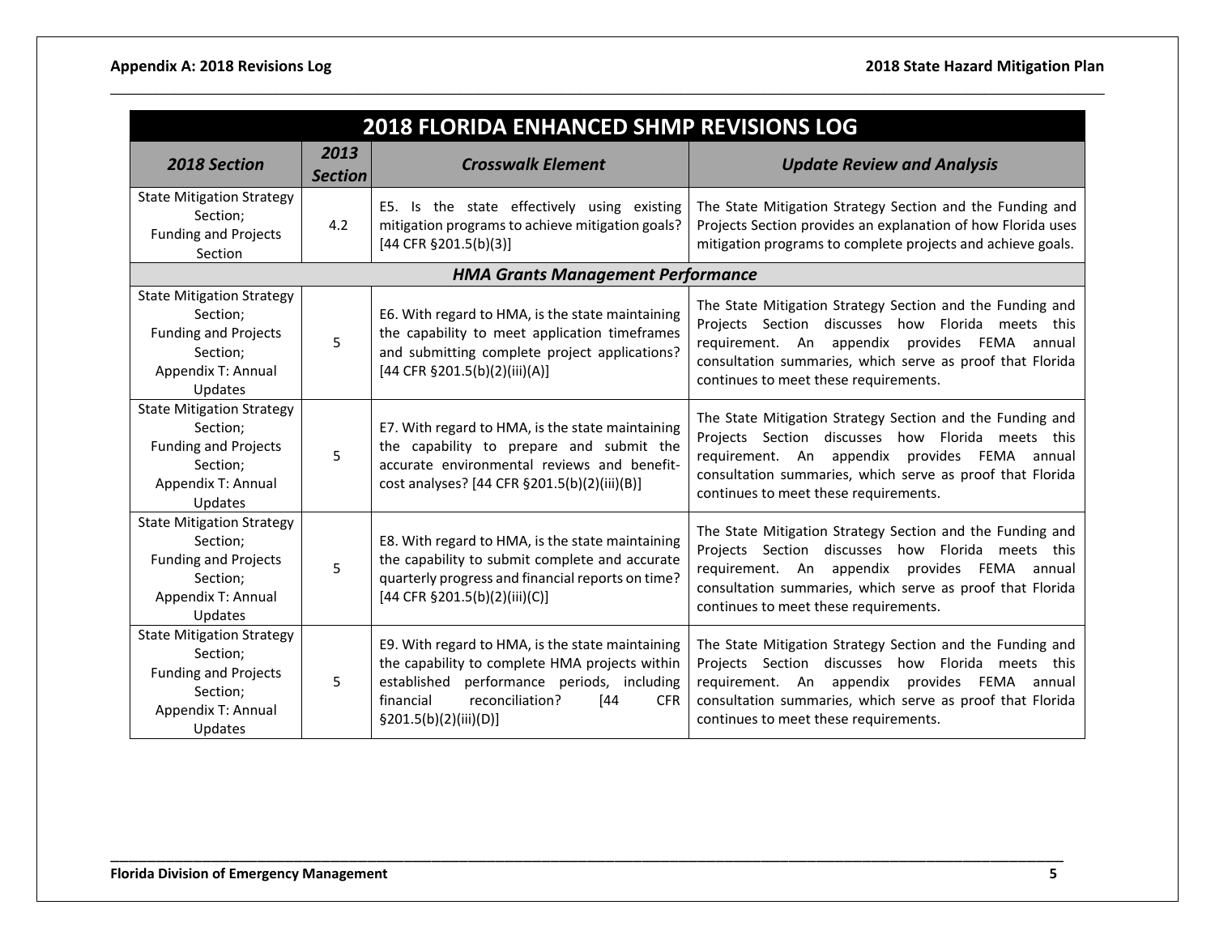| 2018 FLORIDA ENHANCED SHMP REVISIONS LOG | | | |
|---|---|---|---|
| ***2018 Section*** | ***2013 Section*** | ***Crosswalk Element*** | ***Update Review and Analysis*** |
| State Mitigation Strategy Section; Funding and Projects Section | 4.2 | E5. Is the state effectively using existing mitigation programs to achieve mitigation goals? [44 CFR §201.5(b)(3)] | The State Mitigation Strategy Section and the Funding and Projects Section provides an explanation of how Florida uses mitigation programs to complete projects and achieve goals. |
| ***HMA Grants Management Performance*** | | | |
| State Mitigation Strategy Section; Funding and Projects Section; Appendix T: Annual Updates | 5 | E6. With regard to HMA, is the state maintaining the capability to meet application timeframes and submitting complete project applications? [44 CFR §201.5(b)(2)(iii)(A)] | The State Mitigation Strategy Section and the Funding and Projects Section discusses how Florida meets this requirement. An appendix provides FEMA annual consultation summaries, which serve as proof that Florida continues to meet these requirements. |
| State Mitigation Strategy Section; Funding and Projects Section; Appendix T: Annual Updates | 5 | E7. With regard to HMA, is the state maintaining the capability to prepare and submit the accurate environmental reviews and benefit-cost analyses? [44 CFR §201.5(b)(2)(iii)(B)] | The State Mitigation Strategy Section and the Funding and Projects Section discusses how Florida meets this requirement. An appendix provides FEMA annual consultation summaries, which serve as proof that Florida continues to meet these requirements. |
| State Mitigation Strategy Section; Funding and Projects Section; Appendix T: Annual Updates | 5 | E8. With regard to HMA, is the state maintaining the capability to submit complete and accurate quarterly progress and financial reports on time? [44 CFR §201.5(b)(2)(iii)(C)] | The State Mitigation Strategy Section and the Funding and Projects Section discusses how Florida meets this requirement. An appendix provides FEMA annual consultation summaries, which serve as proof that Florida continues to meet these requirements. |
| State Mitigation Strategy Section; Funding and Projects Section; Appendix T: Annual Updates | 5 | E9. With regard to HMA, is the state maintaining the capability to complete HMA projects within established performance periods, including financial reconciliation? [44 CFR §201.5(b)(2)(iii)(D)] | The State Mitigation Strategy Section and the Funding and Projects Section discusses how Florida meets this requirement. An appendix provides FEMA annual consultation summaries, which serve as proof that Florida continues to meet these requirements. |